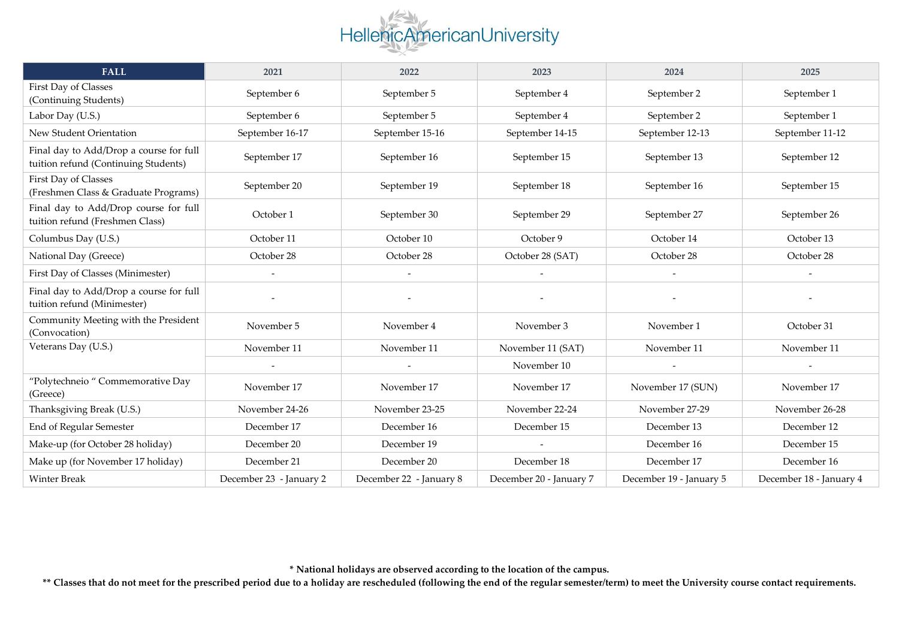# HellenicAmericanUniversity

| FALL | 2021 | 2022 | 2023 | 2024 | 2025 |
|---|---|---|---|---|---|
| First Day of Classes (Continuing Students) | September 6 | September 5 | September 4 | September 2 | September 1 |
| Labor Day (U.S.) | September 6 | September 5 | September 4 | September 2 | September 1 |
| New Student Orientation | September 16-17 | September 15-16 | September 14-15 | September 12-13 | September 11-12 |
| Final day to Add/Drop a course for full tuition refund (Continuing Students) | September 17 | September 16 | September 15 | September 13 | September 12 |
| First Day of Classes (Freshmen Class & Graduate Programs) | September 20 | September 19 | September 18 | September 16 | September 15 |
| Final day to Add/Drop course for full tuition refund (Freshmen Class) | October 1 | September 30 | September 29 | September 27 | September 26 |
| Columbus Day (U.S.) | October 11 | October 10 | October 9 | October 14 | October 13 |
| National Day (Greece) | October 28 | October 28 | October 28 (SAT) | October 28 | October 28 |
| First Day of Classes (Minimester) | - | - | - | - | - |
| Final day to Add/Drop a course for full tuition refund (Minimester) | - | - | - | - | - |
| Community Meeting with the President (Convocation) | November 5 | November 4 | November 3 | November 1 | October 31 |
| Veterans Day (U.S.) | November 11 | November 11 | November 11 (SAT) | November 11 | November 11 |
| | - | - | November 10 | - | - |
| "Polytechneio " Commemorative Day (Greece) | November 17 | November 17 | November 17 | November 17 (SUN) | November 17 |
| Thanksgiving Break (U.S.) | November 24-26 | November 23-25 | November 22-24 | November 27-29 | November 26-28 |
| End of Regular Semester | December 17 | December 16 | December 15 | December 13 | December 12 |
| Make-up (for October 28 holiday) | December 20 | December 19 | - | December 16 | December 15 |
| Make up (for November 17 holiday) | December 21 | December 20 | December 18 | December 17 | December 16 |
| Winter Break | December 23 - January 2 | December 22 - January 8 | December 20 - January 7 | December 19 - January 5 | December 18 - January 4 |

**\* National holidays are observed according to the location of the campus.**

**\*\* Classes that do not meet for the prescribed period due to a holiday are rescheduled (following the end of the regular semester/term) to meet the University course contact requirements.**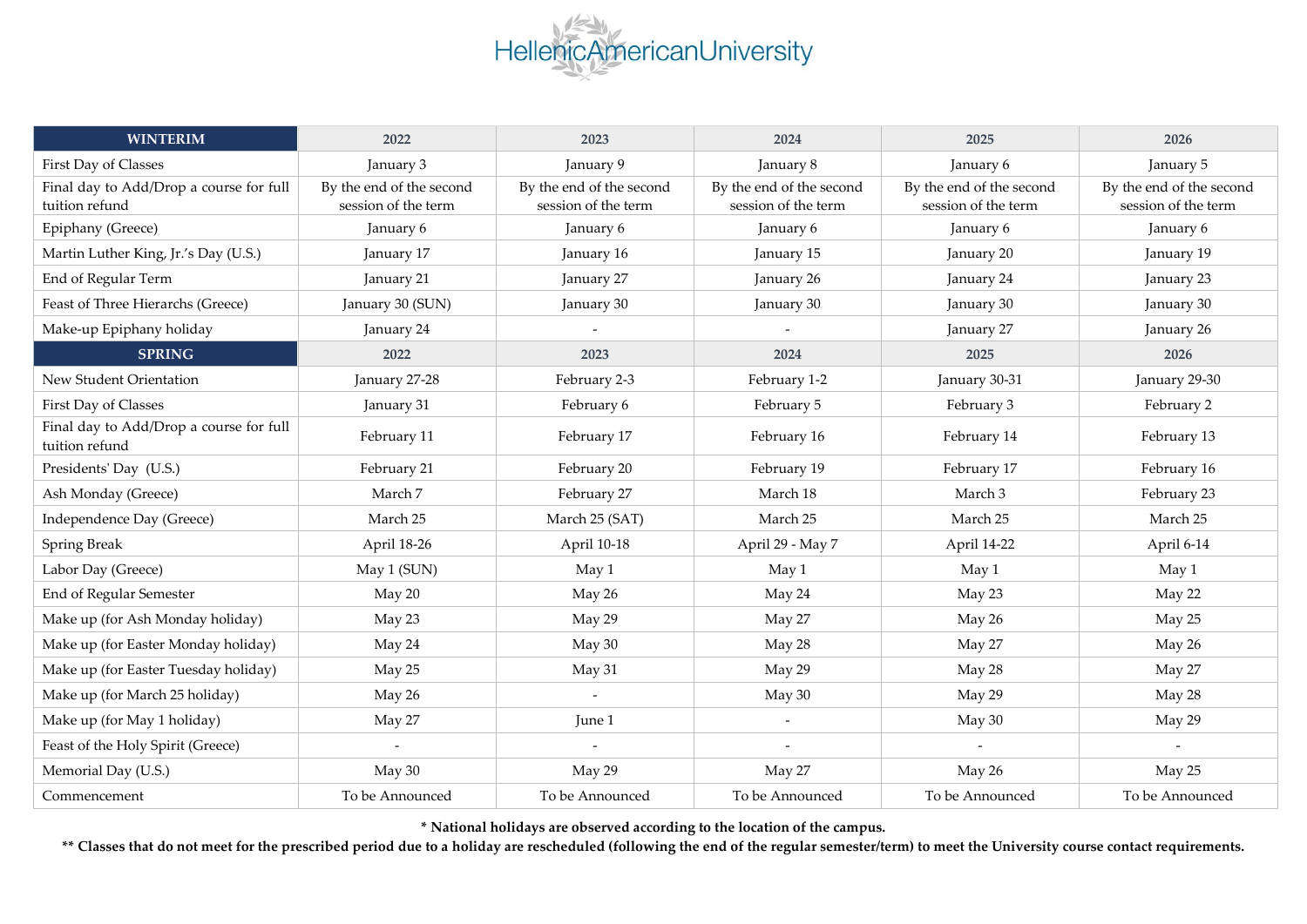HellenicAmericanUniversity

| WINTERIM | 2022 | 2023 | 2024 | 2025 | 2026 |
|---|---|---|---|---|---|
| First Day of Classes | January 3 | January 9 | January 8 | January 6 | January 5 |
| Final day to Add/Drop a course for full tuition refund | By the end of the second session of the term | By the end of the second session of the term | By the end of the second session of the term | By the end of the second session of the term | By the end of the second session of the term |
| Epiphany (Greece) | January 6 | January 6 | January 6 | January 6 | January 6 |
| Martin Luther King, Jr.'s Day (U.S.) | January 17 | January 16 | January 15 | January 20 | January 19 |
| End of Regular Term | January 21 | January 27 | January 26 | January 24 | January 23 |
| Feast of Three Hierarchs (Greece) | January 30 (SUN) | January 30 | January 30 | January 30 | January 30 |
| Make-up Epiphany holiday | January 24 | - | - | January 27 | January 26 |
| **SPRING** | **2022** | **2023** | **2024** | **2025** | **2026** |
| New Student Orientation | January 27-28 | February 2-3 | February 1-2 | January 30-31 | January 29-30 |
| First Day of Classes | January 31 | February 6 | February 5 | February 3 | February 2 |
| Final day to Add/Drop a course for full tuition refund | February 11 | February 17 | February 16 | February 14 | February 13 |
| Presidents' Day (U.S.) | February 21 | February 20 | February 19 | February 17 | February 16 |
| Ash Monday (Greece) | March 7 | February 27 | March 18 | March 3 | February 23 |
| Independence Day (Greece) | March 25 | March 25 (SAT) | March 25 | March 25 | March 25 |
| Spring Break | April 18-26 | April 10-18 | April 29 - May 7 | April 14-22 | April 6-14 |
| Labor Day (Greece) | May 1 (SUN) | May 1 | May 1 | May 1 | May 1 |
| End of Regular Semester | May 20 | May 26 | May 24 | May 23 | May 22 |
| Make up (for Ash Monday holiday) | May 23 | May 29 | May 27 | May 26 | May 25 |
| Make up (for Easter Monday holiday) | May 24 | May 30 | May 28 | May 27 | May 26 |
| Make up (for Easter Tuesday holiday) | May 25 | May 31 | May 29 | May 28 | May 27 |
| Make up (for March 25 holiday) | May 26 | - | May 30 | May 29 | May 28 |
| Make up (for May 1 holiday) | May 27 | June 1 | - | May 30 | May 29 |
| Feast of the Holy Spirit (Greece) | - | - | - | - | - |
| Memorial Day (U.S.) | May 30 | May 29 | May 27 | May 26 | May 25 |
| Commencement | To be Announced | To be Announced | To be Announced | To be Announced | To be Announced |

**\* National holidays are observed according to the location of the campus.**

**\*\* Classes that do not meet for the prescribed period due to a holiday are rescheduled (following the end of the regular semester/term) to meet the University course contact requirements.**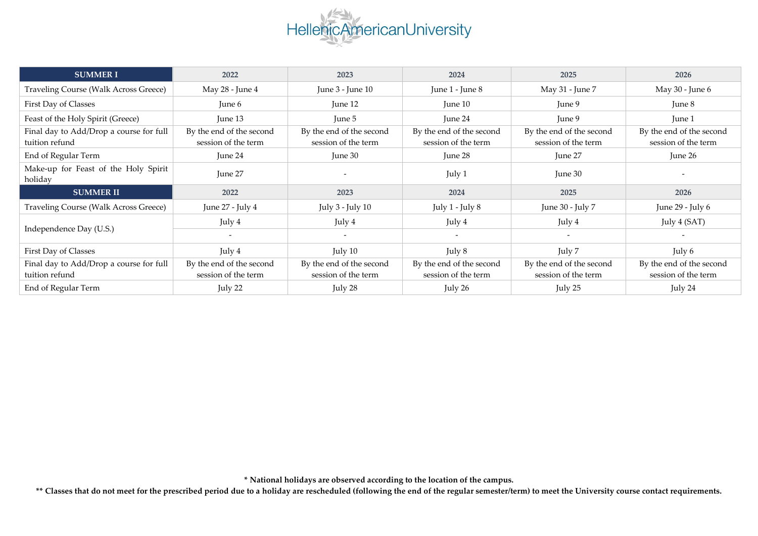HellenicAmericanUniversity

| SUMMER I | 2022 | 2023 | 2024 | 2025 | 2026 |
| --- | --- | --- | --- | --- | --- |
| Traveling Course (Walk Across Greece) | May 28 - June 4 | June 3 - June 10 | June 1 - June 8 | May 31 - June 7 | May 30 - June 6 |
| First Day of Classes | June 6 | June 12 | June 10 | June 9 | June 8 |
| Feast of the Holy Spirit (Greece) | June 13 | June 5 | June 24 | June 9 | June 1 |
| Final day to Add/Drop a course for full tuition refund | By the end of the second session of the term | By the end of the second session of the term | By the end of the second session of the term | By the end of the second session of the term | By the end of the second session of the term |
| End of Regular Term | June 24 | June 30 | June 28 | June 27 | June 26 |
| Make-up for Feast of the Holy Spirit holiday | June 27 | - | July 1 | June 30 | - |
| **SUMMER II** | **2022** | **2023** | **2024** | **2025** | **2026** |
| Traveling Course (Walk Across Greece) | June 27 - July 4 | July 3 - July 10 | July 1 - July 8 | June 30 - July 7 | June 29 - July 6 |
| Independence Day (U.S.) | July 4 | July 4 | July 4 | July 4 | July 4 (SAT) |
| | - | - | - | - | - |
| First Day of Classes | July 4 | July 10 | July 8 | July 7 | July 6 |
| Final day to Add/Drop a course for full tuition refund | By the end of the second session of the term | By the end of the second session of the term | By the end of the second session of the term | By the end of the second session of the term | By the end of the second session of the term |
| End of Regular Term | July 22 | July 28 | July 26 | July 25 | July 24 |

**\* National holidays are observed according to the location of the campus.**

**\*\* Classes that do not meet for the prescribed period due to a holiday are rescheduled (following the end of the regular semester/term) to meet the University course contact requirements.**